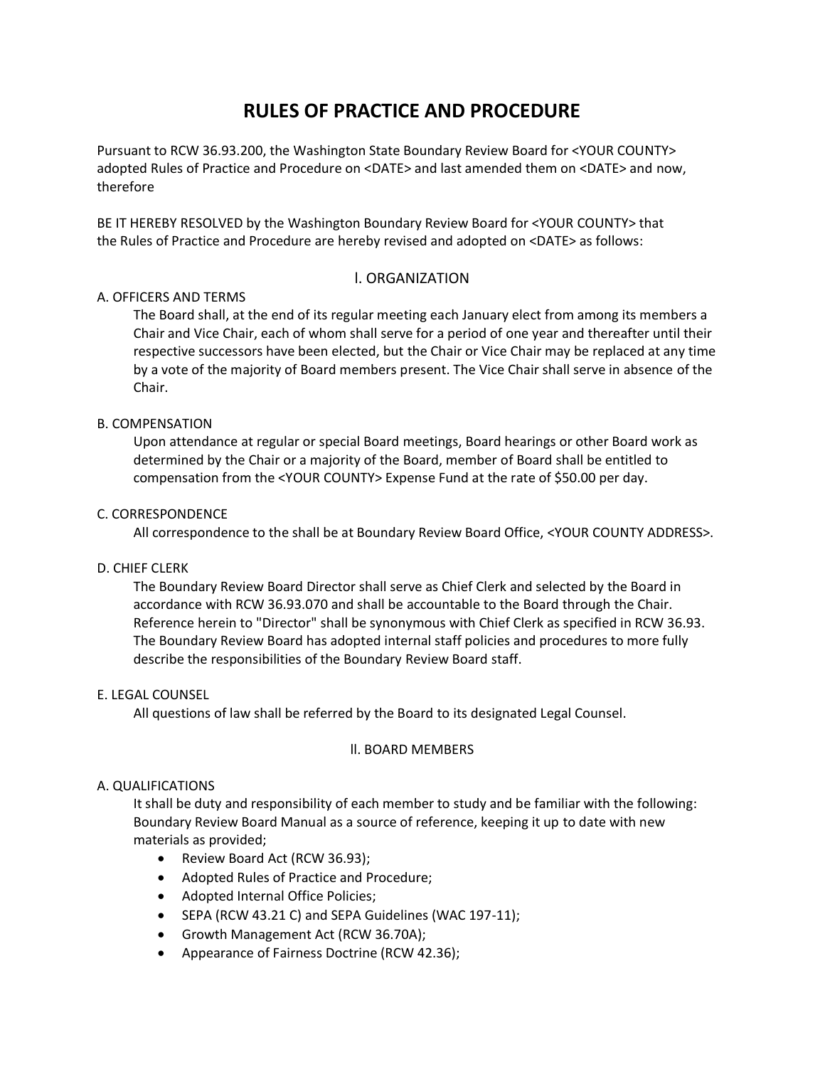# RULES OF PRACTICE AND PROCEDURE

Pursuant to RCW 36.93.200, the Washington State Boundary Review Board for <YOUR COUNTY> adopted Rules of Practice and Procedure on <DATE> and last amended them on <DATE> and now, therefore

BE IT HEREBY RESOLVED by the Washington Boundary Review Board for <YOUR COUNTY> that the Rules of Practice and Procedure are hereby revised and adopted on <DATE> as follows:

## I. ORGANIZATION

### A. OFFICERS AND TERMS

The Board shall, at the end of its regular meeting each January elect from among its members a Chair and Vice Chair, each of whom shall serve for a period of one year and thereafter until their respective successors have been elected, but the Chair or Vice Chair may be replaced at any time by a vote of the majority of Board members present. The Vice Chair shall serve in absence of the Chair.

### B. COMPENSATION

Upon attendance at regular or special Board meetings, Board hearings or other Board work as determined by the Chair or a majority of the Board, member of Board shall be entitled to compensation from the <YOUR COUNTY> Expense Fund at the rate of $50.00 per day.

### C. CORRESPONDENCE

All correspondence to the shall be at Boundary Review Board Office, <YOUR COUNTY ADDRESS>.

### D. CHIEF CLERK

The Boundary Review Board Director shall serve as Chief Clerk and selected by the Board in accordance with RCW 36.93.070 and shall be accountable to the Board through the Chair. Reference herein to "Director" shall be synonymous with Chief Clerk as specified in RCW 36.93. The Boundary Review Board has adopted internal staff policies and procedures to more fully describe the responsibilities of the Boundary Review Board staff.

### E. LEGAL COUNSEL

All questions of law shall be referred by the Board to its designated Legal Counsel.

## II. BOARD MEMBERS

### A. QUALIFICATIONS

It shall be duty and responsibility of each member to study and be familiar with the following: Boundary Review Board Manual as a source of reference, keeping it up to date with new materials as provided;

- Review Board Act (RCW 36.93);
- Adopted Rules of Practice and Procedure;
- Adopted Internal Office Policies;
- SEPA (RCW 43.21 C) and SEPA Guidelines (WAC 197-11);
- Growth Management Act (RCW 36.70A);
- Appearance of Fairness Doctrine (RCW 42.36);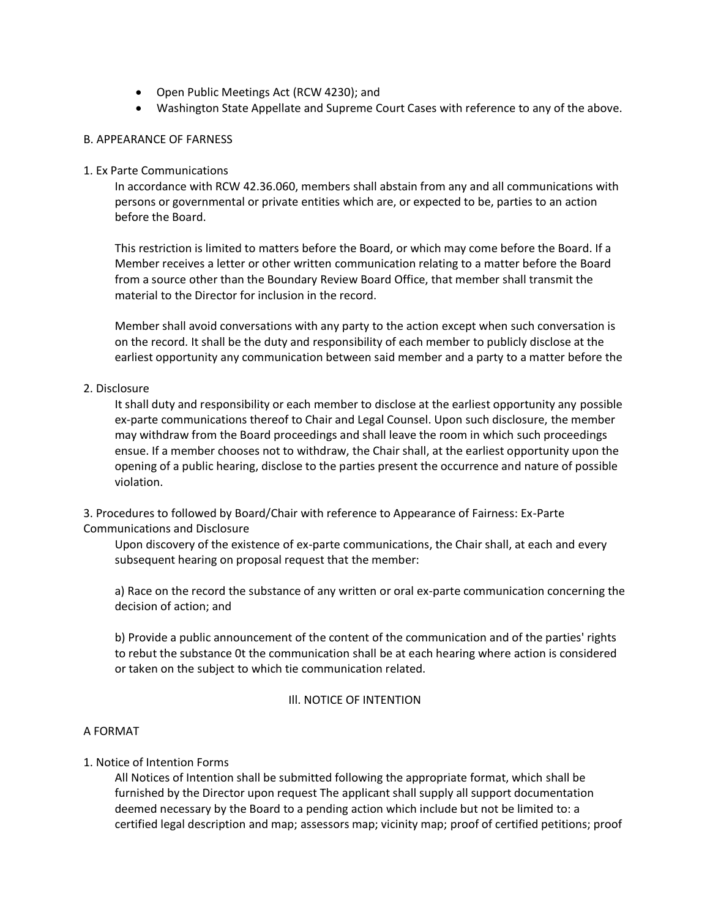- Open Public Meetings Act (RCW 4230); and
- Washington State Appellate and Supreme Court Cases with reference to any of the above.

B. APPEARANCE OF FARNESS

1. Ex Parte Communications

In accordance with RCW 42.36.060, members shall abstain from any and all communications with persons or governmental or private entities which are, or expected to be, parties to an action before the Board.

This restriction is limited to matters before the Board, or which may come before the Board. If a Member receives a letter or other written communication relating to a matter before the Board from a source other than the Boundary Review Board Office, that member shall transmit the material to the Director for inclusion in the record.

Member shall avoid conversations with any party to the action except when such conversation is on the record. It shall be the duty and responsibility of each member to publicly disclose at the earliest opportunity any communication between said member and a party to a matter before the

2. Disclosure

It shall duty and responsibility or each member to disclose at the earliest opportunity any possible ex-parte communications thereof to Chair and Legal Counsel. Upon such disclosure, the member may withdraw from the Board proceedings and shall leave the room in which such proceedings ensue. If a member chooses not to withdraw, the Chair shall, at the earliest opportunity upon the opening of a public hearing, disclose to the parties present the occurrence and nature of possible violation.

3. Procedures to followed by Board/Chair with reference to Appearance of Fairness: Ex-Parte Communications and Disclosure

Upon discovery of the existence of ex-parte communications, the Chair shall, at each and every subsequent hearing on proposal request that the member:

a) Race on the record the substance of any written or oral ex-parte communication concerning the decision of action; and

b) Provide a public announcement of the content of the communication and of the parties' rights to rebut the substance 0t the communication shall be at each hearing where action is considered or taken on the subject to which tie communication related.

Ill. NOTICE OF INTENTION

A FORMAT

1. Notice of Intention Forms

All Notices of Intention shall be submitted following the appropriate format, which shall be furnished by the Director upon request The applicant shall supply all support documentation deemed necessary by the Board to a pending action which include but not be limited to: a certified legal description and map; assessors map; vicinity map; proof of certified petitions; proof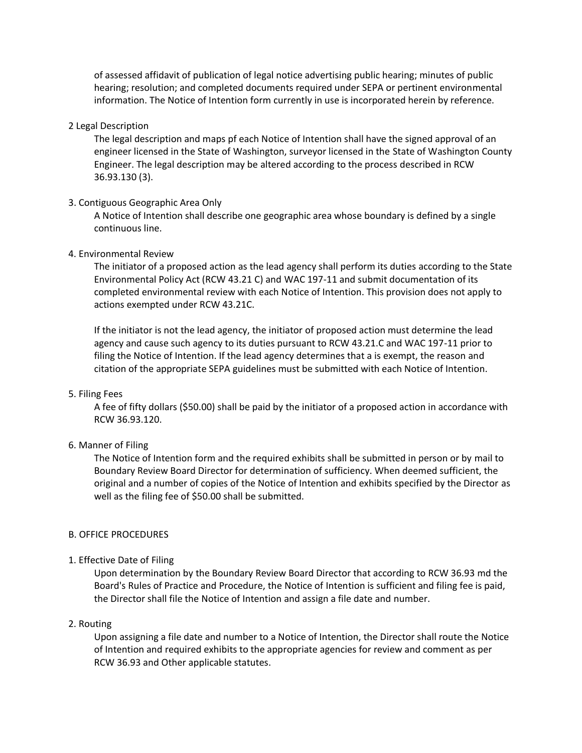of assessed affidavit of publication of legal notice advertising public hearing; minutes of public hearing; resolution; and completed documents required under SEPA or pertinent environmental information. The Notice of Intention form currently in use is incorporated herein by reference.

2 Legal Description

The legal description and maps pf each Notice of Intention shall have the signed approval of an engineer licensed in the State of Washington, surveyor licensed in the State of Washington County Engineer. The legal description may be altered according to the process described in RCW 36.93.130 (3).

3. Contiguous Geographic Area Only

A Notice of Intention shall describe one geographic area whose boundary is defined by a single continuous line.

4. Environmental Review

The initiator of a proposed action as the lead agency shall perform its duties according to the State Environmental Policy Act (RCW 43.21 C) and WAC 197-11 and submit documentation of its completed environmental review with each Notice of Intention. This provision does not apply to actions exempted under RCW 43.21C.

If the initiator is not the lead agency, the initiator of proposed action must determine the lead agency and cause such agency to its duties pursuant to RCW 43.21.C and WAC 197-11 prior to filing the Notice of Intention. If the lead agency determines that a is exempt, the reason and citation of the appropriate SEPA guidelines must be submitted with each Notice of Intention.

5. Filing Fees

A fee of fifty dollars ($50.00) shall be paid by the initiator of a proposed action in accordance with RCW 36.93.120.

6. Manner of Filing

The Notice of Intention form and the required exhibits shall be submitted in person or by mail to Boundary Review Board Director for determination of sufficiency. When deemed sufficient, the original and a number of copies of the Notice of Intention and exhibits specified by the Director as well as the filing fee of $50.00 shall be submitted.

B. OFFICE PROCEDURES

1. Effective Date of Filing

Upon determination by the Boundary Review Board Director that according to RCW 36.93 md the Board's Rules of Practice and Procedure, the Notice of Intention is sufficient and filing fee is paid, the Director shall file the Notice of Intention and assign a file date and number.

2. Routing

Upon assigning a file date and number to a Notice of Intention, the Director shall route the Notice of Intention and required exhibits to the appropriate agencies for review and comment as per RCW 36.93 and Other applicable statutes.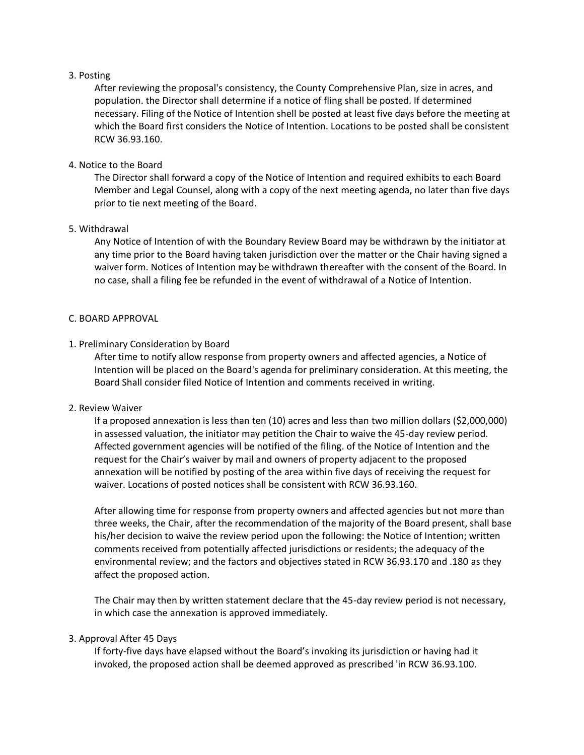3. Posting

After reviewing the proposal's consistency, the County Comprehensive Plan, size in acres, and population. the Director shall determine if a notice of fling shall be posted. If determined necessary. Filing of the Notice of Intention shell be posted at least five days before the meeting at which the Board first considers the Notice of Intention. Locations to be posted shall be consistent RCW 36.93.160.

4. Notice to the Board

The Director shall forward a copy of the Notice of Intention and required exhibits to each Board Member and Legal Counsel, along with a copy of the next meeting agenda, no later than five days prior to tie next meeting of the Board.

5. Withdrawal

Any Notice of Intention of with the Boundary Review Board may be withdrawn by the initiator at any time prior to the Board having taken jurisdiction over the matter or the Chair having signed a waiver form. Notices of Intention may be withdrawn thereafter with the consent of the Board. In no case, shall a filing fee be refunded in the event of withdrawal of a Notice of Intention.

C. BOARD APPROVAL

1. Preliminary Consideration by Board

After time to notify allow response from property owners and affected agencies, a Notice of Intention will be placed on the Board's agenda for preliminary consideration. At this meeting, the Board Shall consider filed Notice of Intention and comments received in writing.

2. Review Waiver

If a proposed annexation is less than ten (10) acres and less than two million dollars ($2,000,000) in assessed valuation, the initiator may petition the Chair to waive the 45-day review period. Affected government agencies will be notified of the filing. of the Notice of Intention and the request for the Chair's waiver by mail and owners of property adjacent to the proposed annexation will be notified by posting of the area within five days of receiving the request for waiver. Locations of posted notices shall be consistent with RCW 36.93.160.

After allowing time for response from property owners and affected agencies but not more than three weeks, the Chair, after the recommendation of the majority of the Board present, shall base his/her decision to waive the review period upon the following: the Notice of Intention; written comments received from potentially affected jurisdictions or residents; the adequacy of the environmental review; and the factors and objectives stated in RCW 36.93.170 and .180 as they affect the proposed action.

The Chair may then by written statement declare that the 45-day review period is not necessary, in which case the annexation is approved immediately.

3. Approval After 45 Days

If forty-five days have elapsed without the Board's invoking its jurisdiction or having had it invoked, the proposed action shall be deemed approved as prescribed 'in RCW 36.93.100.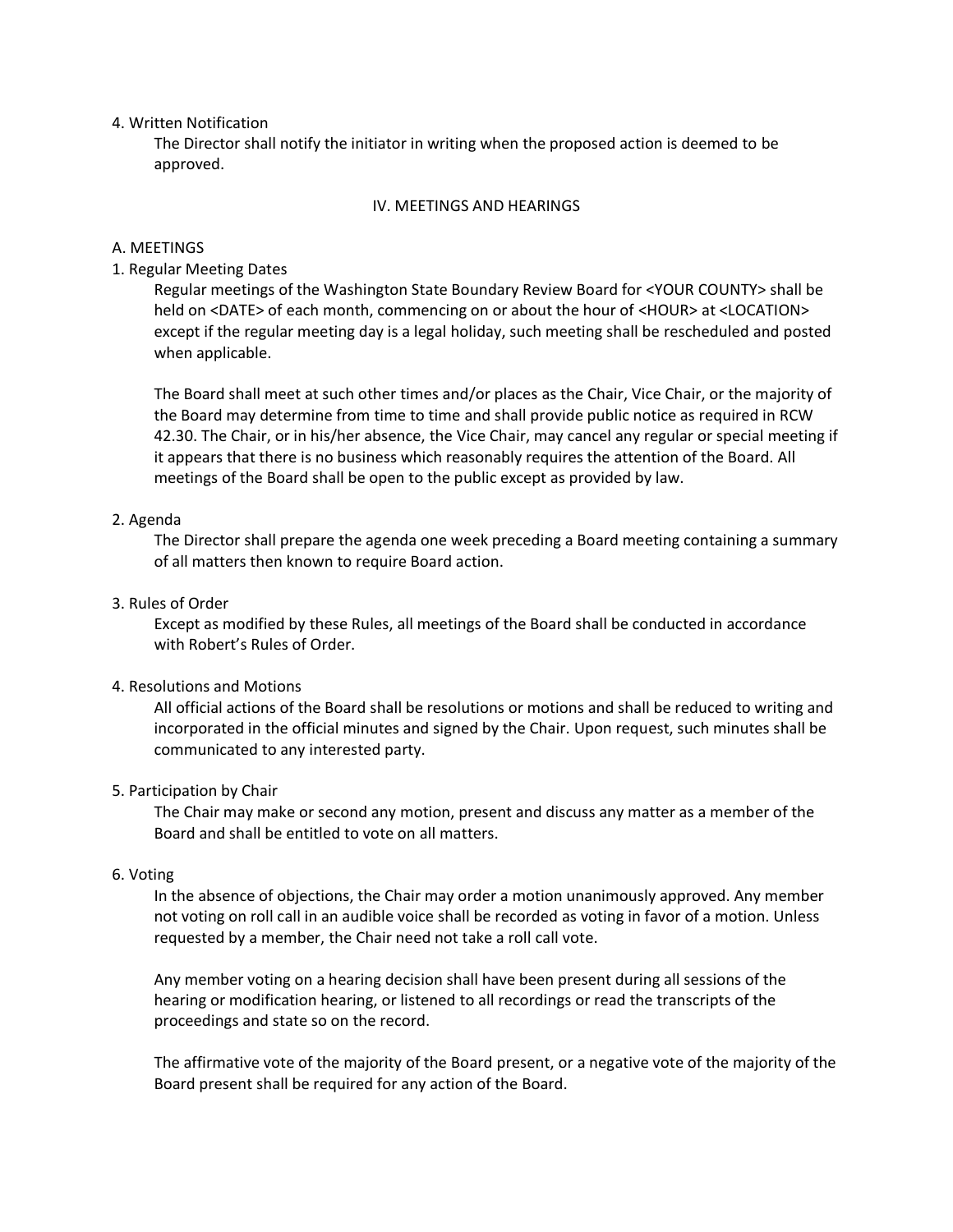4. Written Notification

The Director shall notify the initiator in writing when the proposed action is deemed to be approved.

## IV. MEETINGS AND HEARINGS

### A. MEETINGS

1. Regular Meeting Dates

Regular meetings of the Washington State Boundary Review Board for <YOUR COUNTY> shall be held on <DATE> of each month, commencing on or about the hour of <HOUR> at <LOCATION> except if the regular meeting day is a legal holiday, such meeting shall be rescheduled and posted when applicable.

The Board shall meet at such other times and/or places as the Chair, Vice Chair, or the majority of the Board may determine from time to time and shall provide public notice as required in RCW 42.30. The Chair, or in his/her absence, the Vice Chair, may cancel any regular or special meeting if it appears that there is no business which reasonably requires the attention of the Board. All meetings of the Board shall be open to the public except as provided by law.

2. Agenda

The Director shall prepare the agenda one week preceding a Board meeting containing a summary of all matters then known to require Board action.

3. Rules of Order

Except as modified by these Rules, all meetings of the Board shall be conducted in accordance with Robert's Rules of Order.

4. Resolutions and Motions

All official actions of the Board shall be resolutions or motions and shall be reduced to writing and incorporated in the official minutes and signed by the Chair. Upon request, such minutes shall be communicated to any interested party.

5. Participation by Chair

The Chair may make or second any motion, present and discuss any matter as a member of the Board and shall be entitled to vote on all matters.

6. Voting

In the absence of objections, the Chair may order a motion unanimously approved. Any member not voting on roll call in an audible voice shall be recorded as voting in favor of a motion. Unless requested by a member, the Chair need not take a roll call vote.

Any member voting on a hearing decision shall have been present during all sessions of the hearing or modification hearing, or listened to all recordings or read the transcripts of the proceedings and state so on the record.

The affirmative vote of the majority of the Board present, or a negative vote of the majority of the Board present shall be required for any action of the Board.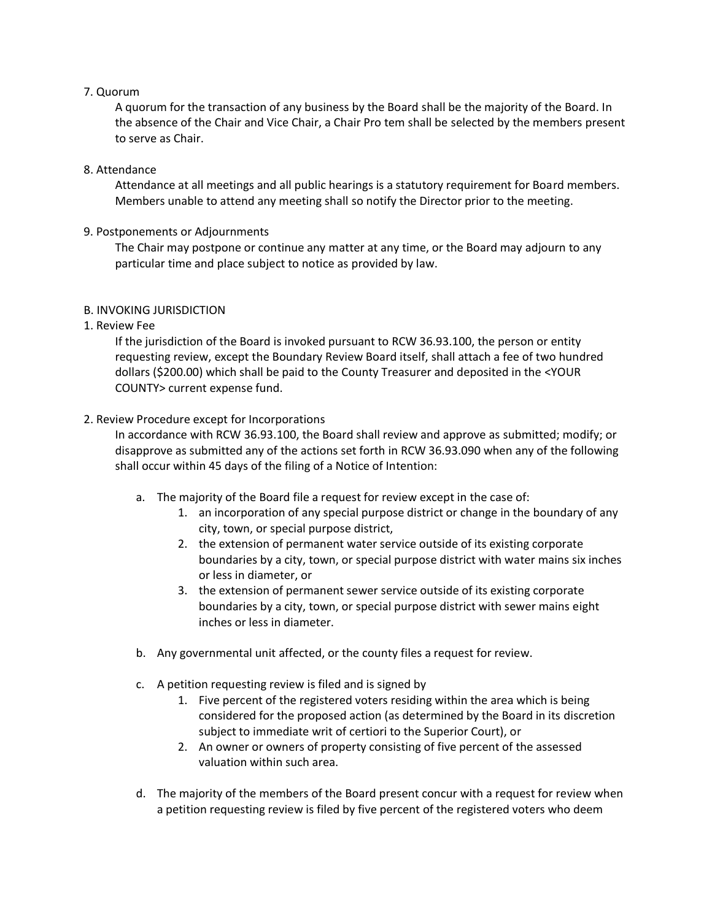7. Quorum

   A quorum for the transaction of any business by the Board shall be the majority of the Board. In the absence of the Chair and Vice Chair, a Chair Pro tem shall be selected by the members present to serve as Chair.

8. Attendance

   Attendance at all meetings and all public hearings is a statutory requirement for Board members. Members unable to attend any meeting shall so notify the Director prior to the meeting.

9. Postponements or Adjournments

   The Chair may postpone or continue any matter at any time, or the Board may adjourn to any particular time and place subject to notice as provided by law.

B. INVOKING JURISDICTION

1. Review Fee

   If the jurisdiction of the Board is invoked pursuant to RCW 36.93.100, the person or entity requesting review, except the Boundary Review Board itself, shall attach a fee of two hundred dollars ($200.00) which shall be paid to the County Treasurer and deposited in the <YOUR COUNTY> current expense fund.

2. Review Procedure except for Incorporations

   In accordance with RCW 36.93.100, the Board shall review and approve as submitted; modify; or disapprove as submitted any of the actions set forth in RCW 36.93.090 when any of the following shall occur within 45 days of the filing of a Notice of Intention:

   a. The majority of the Board file a request for review except in the case of:
      1. an incorporation of any special purpose district or change in the boundary of any city, town, or special purpose district,
      2. the extension of permanent water service outside of its existing corporate boundaries by a city, town, or special purpose district with water mains six inches or less in diameter, or
      3. the extension of permanent sewer service outside of its existing corporate boundaries by a city, town, or special purpose district with sewer mains eight inches or less in diameter.

   b. Any governmental unit affected, or the county files a request for review.

   c. A petition requesting review is filed and is signed by
      1. Five percent of the registered voters residing within the area which is being considered for the proposed action (as determined by the Board in its discretion subject to immediate writ of certiori to the Superior Court), or
      2. An owner or owners of property consisting of five percent of the assessed valuation within such area.

   d. The majority of the members of the Board present concur with a request for review when a petition requesting review is filed by five percent of the registered voters who deem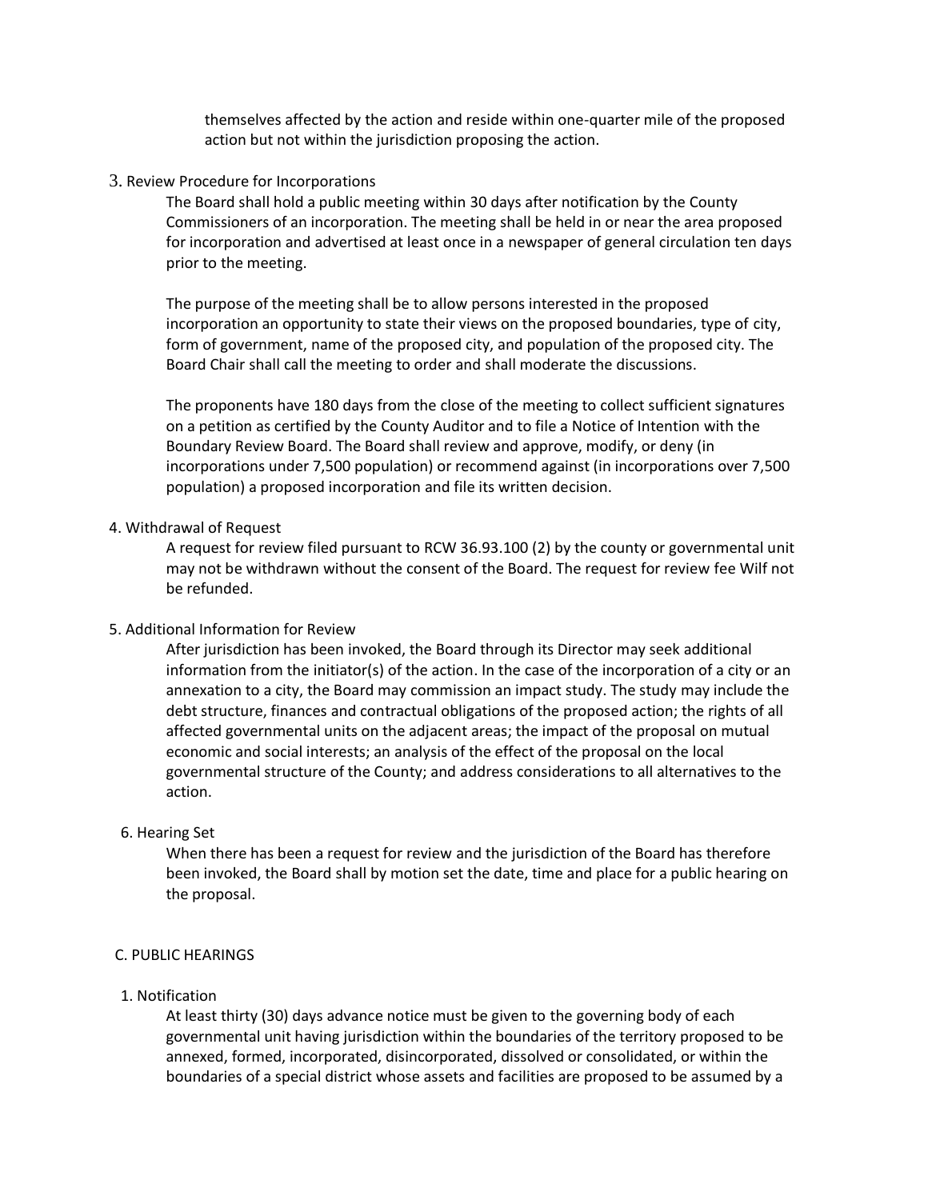themselves affected by the action and reside within one-quarter mile of the proposed action but not within the jurisdiction proposing the action.

3. Review Procedure for Incorporations

The Board shall hold a public meeting within 30 days after notification by the County Commissioners of an incorporation. The meeting shall be held in or near the area proposed for incorporation and advertised at least once in a newspaper of general circulation ten days prior to the meeting.

The purpose of the meeting shall be to allow persons interested in the proposed incorporation an opportunity to state their views on the proposed boundaries, type of city, form of government, name of the proposed city, and population of the proposed city. The Board Chair shall call the meeting to order and shall moderate the discussions.

The proponents have 180 days from the close of the meeting to collect sufficient signatures on a petition as certified by the County Auditor and to file a Notice of Intention with the Boundary Review Board. The Board shall review and approve, modify, or deny (in incorporations under 7,500 population) or recommend against (in incorporations over 7,500 population) a proposed incorporation and file its written decision.

4. Withdrawal of Request

A request for review filed pursuant to RCW 36.93.100 (2) by the county or governmental unit may not be withdrawn without the consent of the Board. The request for review fee Wilf not be refunded.

5. Additional Information for Review

After jurisdiction has been invoked, the Board through its Director may seek additional information from the initiator(s) of the action. In the case of the incorporation of a city or an annexation to a city, the Board may commission an impact study. The study may include the debt structure, finances and contractual obligations of the proposed action; the rights of all affected governmental units on the adjacent areas; the impact of the proposal on mutual economic and social interests; an analysis of the effect of the proposal on the local governmental structure of the County; and address considerations to all alternatives to the action.

6. Hearing Set

When there has been a request for review and the jurisdiction of the Board has therefore been invoked, the Board shall by motion set the date, time and place for a public hearing on the proposal.

C. PUBLIC HEARINGS

1. Notification

At least thirty (30) days advance notice must be given to the governing body of each governmental unit having jurisdiction within the boundaries of the territory proposed to be annexed, formed, incorporated, disincorporated, dissolved or consolidated, or within the boundaries of a special district whose assets and facilities are proposed to be assumed by a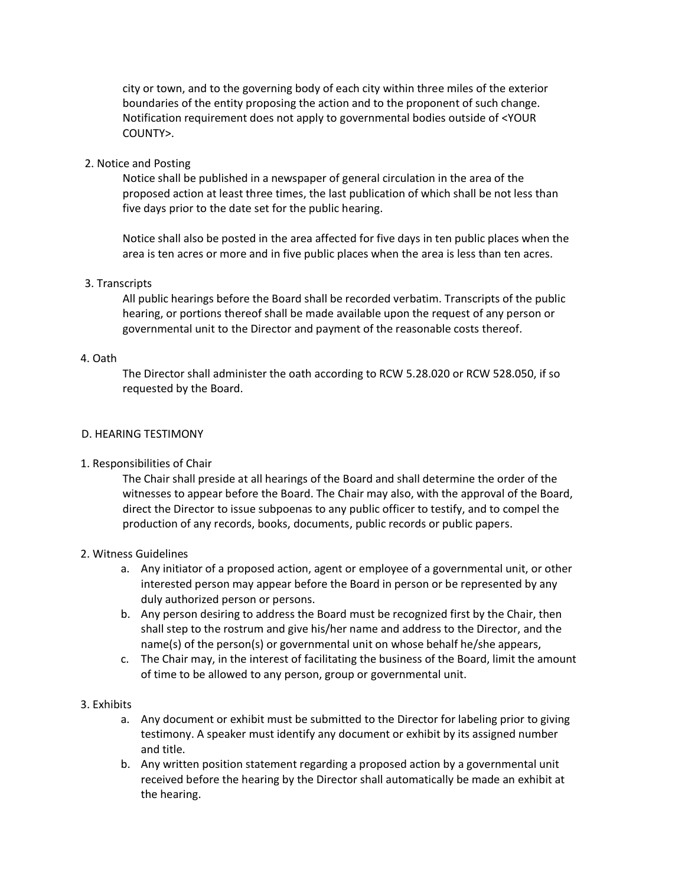city or town, and to the governing body of each city within three miles of the exterior boundaries of the entity proposing the action and to the proponent of such change. Notification requirement does not apply to governmental bodies outside of <YOUR COUNTY>.

2. Notice and Posting

   Notice shall be published in a newspaper of general circulation in the area of the proposed action at least three times, the last publication of which shall be not less than five days prior to the date set for the public hearing.

   Notice shall also be posted in the area affected for five days in ten public places when the area is ten acres or more and in five public places when the area is less than ten acres.

3. Transcripts

   All public hearings before the Board shall be recorded verbatim. Transcripts of the public hearing, or portions thereof shall be made available upon the request of any person or governmental unit to the Director and payment of the reasonable costs thereof.

4. Oath

   The Director shall administer the oath according to RCW 5.28.020 or RCW 528.050, if so requested by the Board.

D. HEARING TESTIMONY

1. Responsibilities of Chair

   The Chair shall preside at all hearings of the Board and shall determine the order of the witnesses to appear before the Board. The Chair may also, with the approval of the Board, direct the Director to issue subpoenas to any public officer to testify, and to compel the production of any records, books, documents, public records or public papers.

2. Witness Guidelines

   a. Any initiator of a proposed action, agent or employee of a governmental unit, or other interested person may appear before the Board in person or be represented by any duly authorized person or persons.
   b. Any person desiring to address the Board must be recognized first by the Chair, then shall step to the rostrum and give his/her name and address to the Director, and the name(s) of the person(s) or governmental unit on whose behalf he/she appears,
   c. The Chair may, in the interest of facilitating the business of the Board, limit the amount of time to be allowed to any person, group or governmental unit.

3. Exhibits

   a. Any document or exhibit must be submitted to the Director for labeling prior to giving testimony. A speaker must identify any document or exhibit by its assigned number and title.
   b. Any written position statement regarding a proposed action by a governmental unit received before the hearing by the Director shall automatically be made an exhibit at the hearing.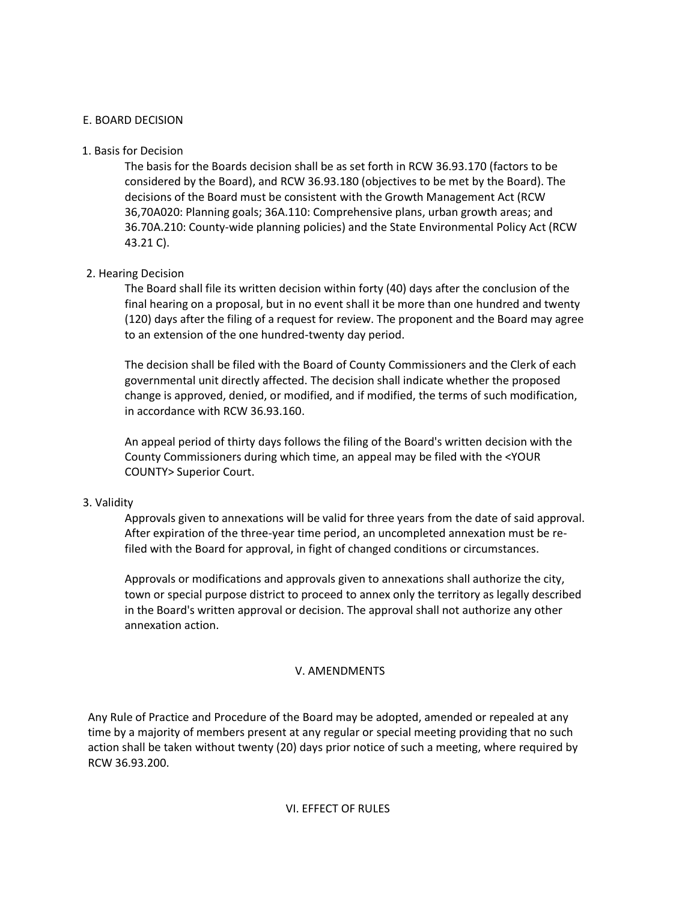## E. BOARD DECISION

### 1. Basis for Decision

The basis for the Boards decision shall be as set forth in RCW 36.93.170 (factors to be considered by the Board), and RCW 36.93.180 (objectives to be met by the Board). The decisions of the Board must be consistent with the Growth Management Act (RCW 36,70A020: Planning goals; 36A.110: Comprehensive plans, urban growth areas; and 36.70A.210: County-wide planning policies) and the State Environmental Policy Act (RCW 43.21 C).

### 2. Hearing Decision

The Board shall file its written decision within forty (40) days after the conclusion of the final hearing on a proposal, but in no event shall it be more than one hundred and twenty (120) days after the filing of a request for review. The proponent and the Board may agree to an extension of the one hundred-twenty day period.

The decision shall be filed with the Board of County Commissioners and the Clerk of each governmental unit directly affected. The decision shall indicate whether the proposed change is approved, denied, or modified, and if modified, the terms of such modification, in accordance with RCW 36.93.160.

An appeal period of thirty days follows the filing of the Board's written decision with the County Commissioners during which time, an appeal may be filed with the <YOUR COUNTY> Superior Court.

### 3. Validity

Approvals given to annexations will be valid for three years from the date of said approval. After expiration of the three-year time period, an uncompleted annexation must be re-filed with the Board for approval, in fight of changed conditions or circumstances.

Approvals or modifications and approvals given to annexations shall authorize the city, town or special purpose district to proceed to annex only the territory as legally described in the Board's written approval or decision. The approval shall not authorize any other annexation action.

## V. AMENDMENTS

Any Rule of Practice and Procedure of the Board may be adopted, amended or repealed at any time by a majority of members present at any regular or special meeting providing that no such action shall be taken without twenty (20) days prior notice of such a meeting, where required by RCW 36.93.200.

## VI. EFFECT OF RULES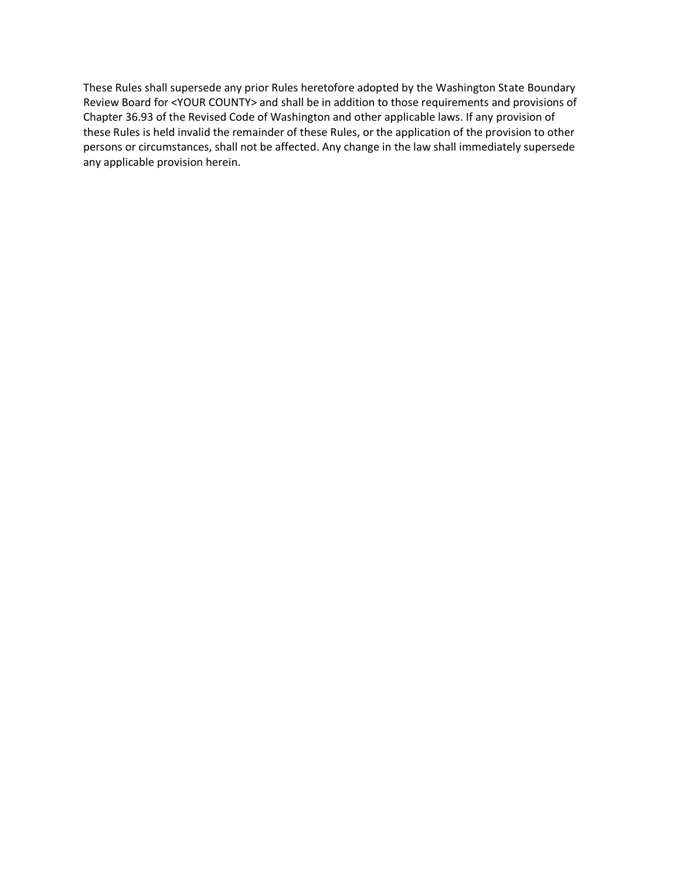These Rules shall supersede any prior Rules heretofore adopted by the Washington State Boundary Review Board for <YOUR COUNTY> and shall be in addition to those requirements and provisions of Chapter 36.93 of the Revised Code of Washington and other applicable laws. If any provision of these Rules is held invalid the remainder of these Rules, or the application of the provision to other persons or circumstances, shall not be affected. Any change in the law shall immediately supersede any applicable provision herein.